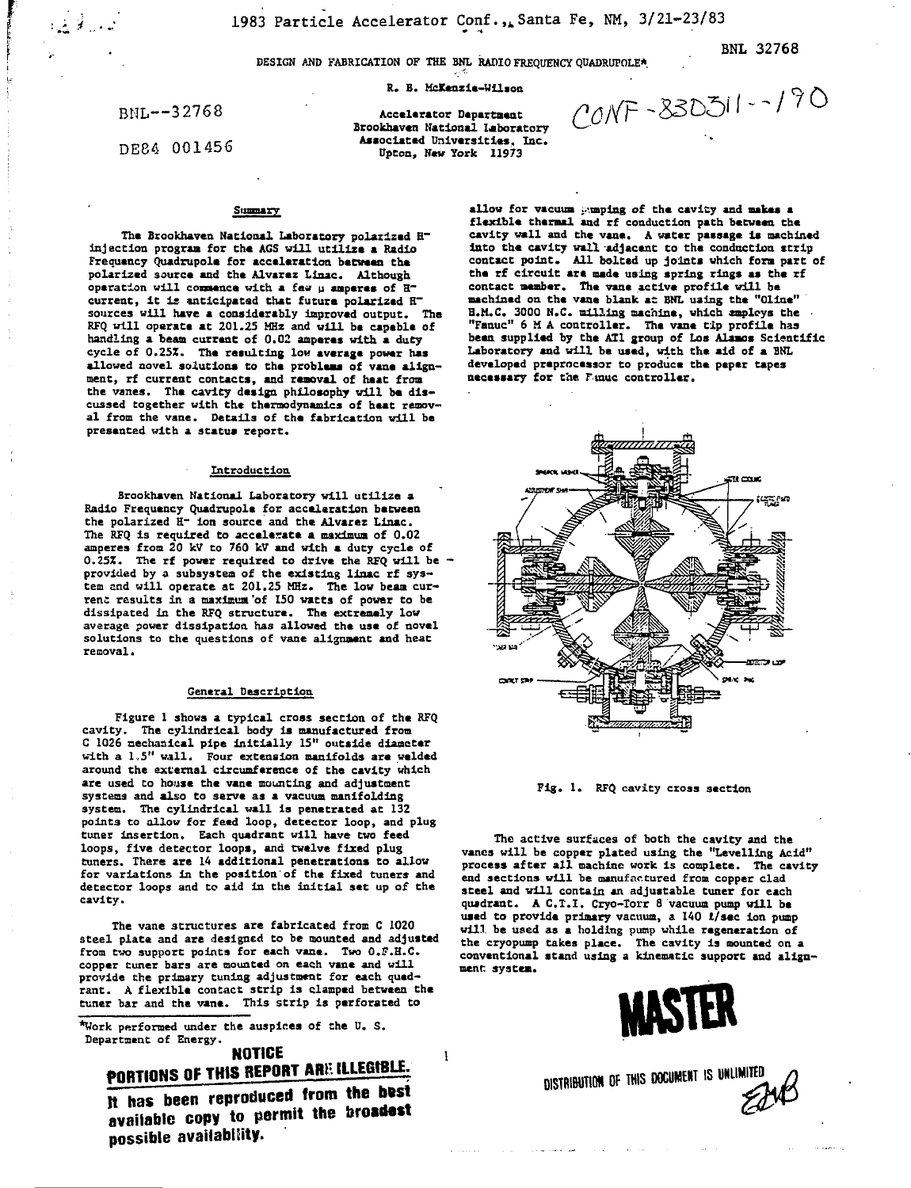1983 Particle Accelerator Conf., Santa Fe, NM, 3/21-23/83

BNL 32768

# DESIGN AND FABRICATION OF THE BNL RADIO FREQUENCY QUADRUPOLE*

R. B. McKenzie-Wilson

Accelerator Department
Brookhaven National Laboratory
Associated Universities, Inc.
Upton, New York 11973

BNL--32768

DE84 001456

CONF-830311--190

## Summary

The Brookhaven National Laboratory polarized H⁻ injection program for the AGS will utilize a Radio Frequency Quadrupole for acceleration between the polarized source and the Alvarez Linac. Although operation will commence with a few μ amperes of H⁻ current, it is anticipated that future polarized H⁻ sources will have a considerably improved output. The RFQ will operate at 201.25 MHz and will be capable of handling a beam current of 0.02 amperes with a duty cycle of 0.25%. The resulting low average power has allowed novel solutions to the problems of vane alignment, rf current contacts, and removal of heat from the vanes. The cavity design philosophy will be discussed together with the thermodynamics of heat removal from the vane. Details of the fabrication will be presented with a status report.

## Introduction

Brookhaven National Laboratory will utilize a Radio Frequency Quadrupole for acceleration between the polarized H⁻ ion source and the Alvarez Linac. The RFQ is required to accelerate a maximum of 0.02 amperes from 20 kV to 760 kV and with a duty cycle of 0.25%. The rf power required to drive the RFQ will be provided by a subsystem of the existing linac rf system and will operate at 201.25 MHz. The low beam current results in a maximum of 150 watts of power to be dissipated in the RFQ structure. The extremely low average power dissipation has allowed the use of novel solutions to the questions of vane alignment and heat removal.

## General Description

Figure 1 shows a typical cross section of the RFQ cavity. The cylindrical body is manufactured from C 1026 mechanical pipe initially 15" outside diameter with a 1.5" wall. Four extension manifolds are welded around the external circumference of the cavity which are used to house the vane mounting and adjustment systems and also to serve as a vacuum manifolding system. The cylindrical wall is penetrated at 132 points to allow for feed loop, detector loop, and plug tuner insertion. Each quadrant will have two feed loops, five detector loops, and twelve fixed plug tuners. There are 14 additional penetrations to allow for variations in the position of the fixed tuners and detector loops and to aid in the initial set up of the cavity.

The vane structures are fabricated from C 1020 steel plate and are designed to be mounted and adjusted from two support points for each vane. Two O.F.H.C. copper tuner bars are mounted on each vane and will provide the primary tuning adjustment for each quadrant. A flexible contact strip is clamped between the tuner bar and the vane. This strip is perforated to allow for vacuum pumping of the cavity and makes a flexible thermal and rf conduction path between the cavity wall and the vane. A water passage is machined into the cavity wall adjacent to the conduction strip contact point. All bolted up joints which form part of the rf circuit are made using spring rings as the rf contact member. The vane active profile will be machined on the vane blank at BNL using the "Oline" H.M.C. 3000 N.C. milling machine, which employs the "Fanuc" 6 M A controller. The vane tip profile has been supplied by the AT1 group of Los Alamos Scientific Laboratory and will be used, with the aid of a BNL developed preprocessor to produce the paper tapes necessary for the Fanuc controller.

Fig. 1. RFQ cavity cross section

The active surfaces of both the cavity and the vanes will be copper plated using the "Levelling Acid" process after all machine work is complete. The cavity end sections will be manufactured from copper clad steel and will contain an adjustable tuner for each quadrant. A C.T.I. Cryo-Torr 8 vacuum pump will be used to provide primary vacuum, a 140 ℓ/sec ion pump will be used as a holding pump while regeneration of the cryopump takes place. The cavity is mounted on a conventional stand using a kinematic support and alignment system.

*Work performed under the auspices of the U. S. Department of Energy.

**NOTICE**
**PORTIONS OF THIS REPORT ARE ILLEGIBLE.**
**It has been reproduced from the best available copy to permit the broadest possible availability.**

**MASTER**

DISTRIBUTION OF THIS DOCUMENT IS UNLIMITED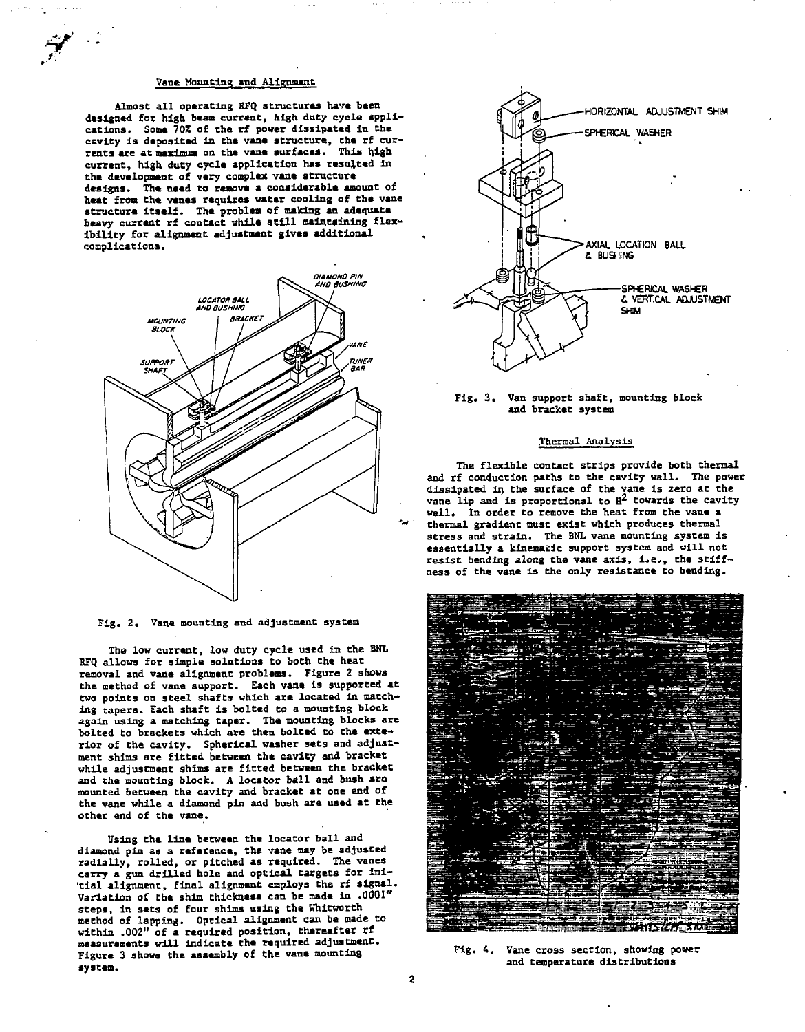## Vane Mounting and Alignment

Almost all operating RFQ structures have been designed for high beam current, high duty cycle applications. Some 70% of the rf power dissipated in the cavity is deposited in the vane structure, the rf currents are at maximum on the vane surfaces. This high current, high duty cycle application has resulted in the development of very complex vane structure designs. The need to remove a considerable amount of heat from the vanes requires water cooling of the vane structure itself. The problem of making an adequate heavy current rf contact while still maintaining flexibility for alignment adjustment gives additional complications.

Fig. 2. Vane mounting and adjustment system

The low current, low duty cycle used in the BNL RFQ allows for simple solutions to both the heat removal and vane alignment problems. Figure 2 shows the method of vane support. Each vane is supported at two points on steel shafts which are located in matching tapers. Each shaft is bolted to a mounting block again using a matching taper. The mounting blocks are bolted to brackets which are then bolted to the exterior of the cavity. Spherical washer sets and adjustment shims are fitted between the cavity and bracket while adjustment shims are fitted between the bracket and the mounting block. A locator ball and bush are mounted between the cavity and bracket at one end of the vane while a diamond pin and bush are used at the other end of the vane.

Using the line between the locator ball and diamond pin as a reference, the vane may be adjusted radially, rolled, or pitched as required. The vanes carry a gun drilled hole and optical targets for initial alignment, final alignment employs the rf signal. Variation of the shim thickness can be made in .0001" steps, in sets of four shims using the Whitworth method of lapping. Optical alignment can be made to within .002" of a required position, thereafter rf measurements will indicate the required adjustment. Figure 3 shows the assembly of the vane mounting system.

Fig. 3. Van support shaft, mounting block and bracket system

## Thermal Analysis

The flexible contact strips provide both thermal and rf conduction paths to the cavity wall. The power dissipated in the surface of the vane is zero at the vane lip and is proportional to $H^2$ towards the cavity wall. In order to remove the heat from the vane a thermal gradient must exist which produces thermal stress and strain. The BNL vane mounting system is essentially a kinematic support system and will not resist bending along the vane axis, i.e., the stiffness of the vane is the only resistance to bending.

Fig. 4. Vane cross section, showing power and temperature distributions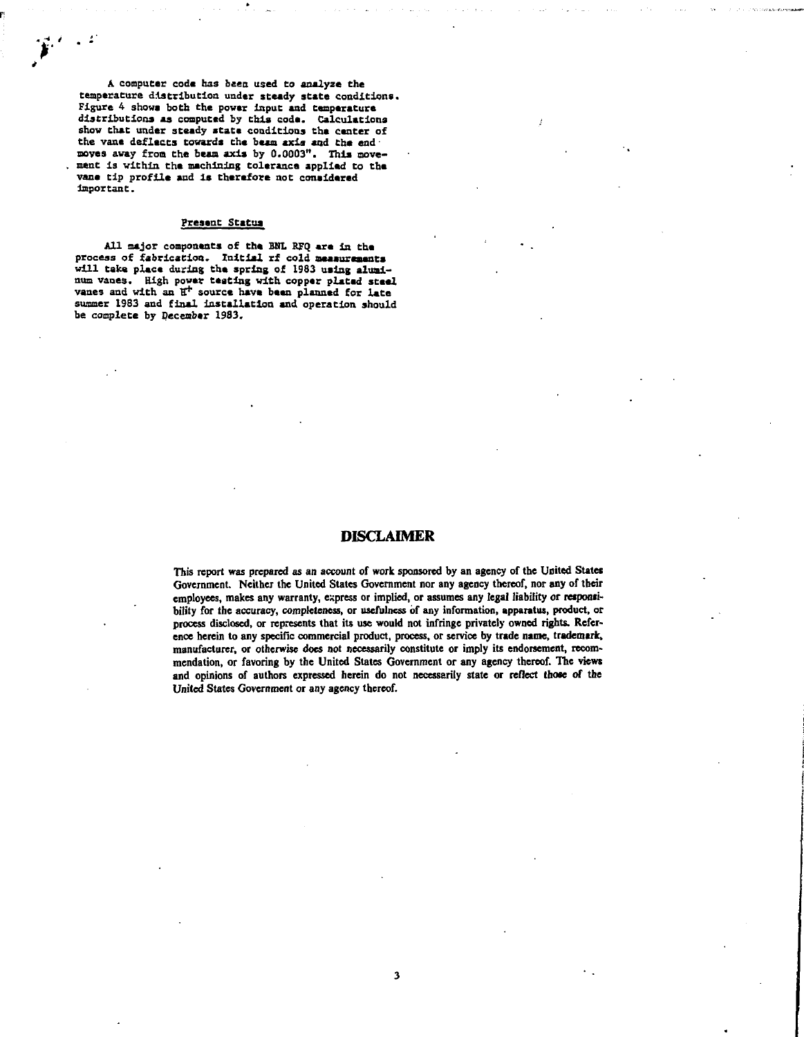A computer code has been used to analyze the temperature distribution under steady state conditions. Figure 4 shows both the power input and temperature distributions as computed by this code. Calculations show that under steady state conditions the center of the vane deflects towards the beam axis and the end moves away from the beam axis by 0.0003". This movement is within the machining tolerance applied to the vane tip profile and is therefore not considered important.

## Present Status

All major components of the BNL RFQ are in the process of fabrication. Initial rf cold measurements will take place during the spring of 1983 using aluminum vanes. High power testing with copper plated steel vanes and with an $H^{+}$ source have been planned for late summer 1983 and final installation and operation should be complete by December 1983.

## DISCLAIMER

This report was prepared as an account of work sponsored by an agency of the United States Government. Neither the United States Government nor any agency thereof, nor any of their employees, makes any warranty, express or implied, or assumes any legal liability or responsibility for the accuracy, completeness, or usefulness of any information, apparatus, product, or process disclosed, or represents that its use would not infringe privately owned rights. Reference herein to any specific commercial product, process, or service by trade name, trademark, manufacturer, or otherwise does not necessarily constitute or imply its endorsement, recommendation, or favoring by the United States Government or any agency thereof. The views and opinions of authors expressed herein do not necessarily state or reflect those of the United States Government or any agency thereof.